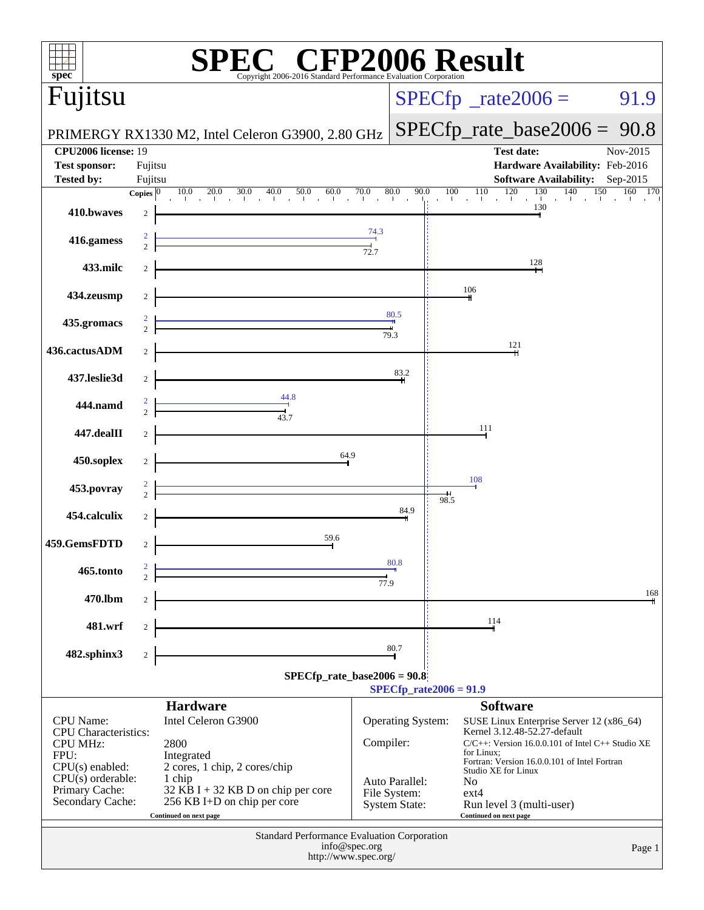# SPEC CFP2006 Result

Copyright 2006-2016 Standard Performance Evaluation Corporation

## Fujitsu

PRIMERGY RX1330 M2, Intel Celeron G3900, 2.80 GHz

SPECfp_rate2006 = 91.9

SPECfp_rate_base2006 = 90.8

| | | | |
|---|---|---|---|
| **CPU2006 license:** | 19 | **Test date:** | Nov-2015 |
| **Test sponsor:** | Fujitsu | **Hardware Availability:** | Feb-2016 |
| **Tested by:** | Fujitsu | **Software Availability:** | Sep-2015 |

| Benchmark | Copies | Base ratio | Peak ratio |
|---|---|---|---|
| 410.bwaves | 2 | 130 | |
| 416.gamess | 2 | 72.7 | 74.3 |
| 433.milc | 2 | 128 | |
| 434.zeusmp | 2 | 106 | |
| 435.gromacs | 2 | 79.3 | 80.5 |
| 436.cactusADM | 2 | 121 | |
| 437.leslie3d | 2 | 83.2 | |
| 444.namd | 2 | 43.7 | 44.8 |
| 447.dealII | 2 | 111 | |
| 450.soplex | 2 | 64.9 | |
| 453.povray | 2 | 98.5 | 108 |
| 454.calculix | 2 | 84.9 | |
| 459.GemsFDTD | 2 | 59.6 | |
| 465.tonto | 2 | 77.9 | 80.8 |
| 470.lbm | 2 | 168 | |
| 481.wrf | 2 | 114 | |
| 482.sphinx3 | 2 | 80.7 | |

SPECfp_rate_base2006 = 90.8

SPECfp_rate2006 = 91.9

### Hardware

| | |
|---|---|
| CPU Name: | Intel Celeron G3900 |
| CPU Characteristics: | |
| CPU MHz: | 2800 |
| FPU: | Integrated |
| CPU(s) enabled: | 2 cores, 1 chip, 2 cores/chip |
| CPU(s) orderable: | 1 chip |
| Primary Cache: | 32 KB I + 32 KB D on chip per core |
| Secondary Cache: | 256 KB I+D on chip per core |

Continued on next page

### Software

| | |
|---|---|
| Operating System: | SUSE Linux Enterprise Server 12 (x86_64) Kernel 3.12.48-52.27-default |
| Compiler: | C/C++: Version 16.0.0.101 of Intel C++ Studio XE for Linux; Fortran: Version 16.0.0.101 of Intel Fortran Studio XE for Linux |
| Auto Parallel: | No |
| File System: | ext4 |
| System State: | Run level 3 (multi-user) |

Continued on next page

Standard Performance Evaluation Corporation
info@spec.org
http://www.spec.org/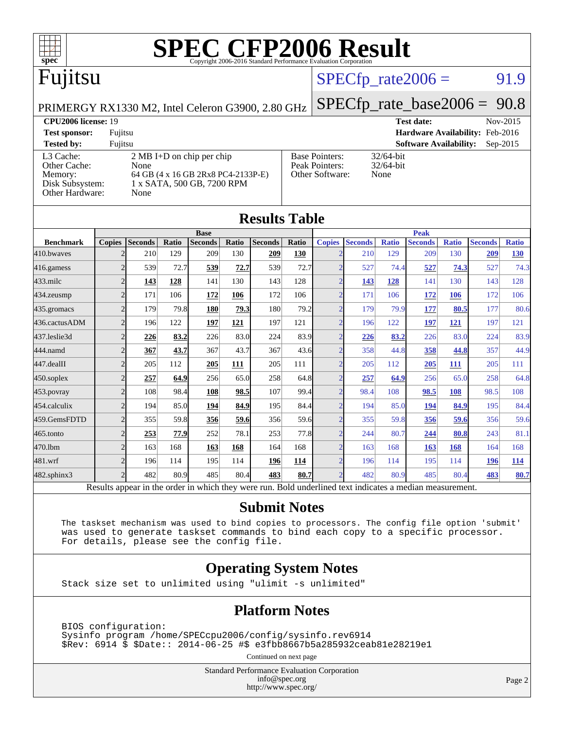# SPEC CFP2006 Result

Copyright 2006-2016 Standard Performance Evaluation Corporation

## Fujitsu

PRIMERGY RX1330 M2, Intel Celeron G3900, 2.80 GHz

SPECfp_rate2006 = 91.9

SPECfp_rate_base2006 = 90.8

| | | | |
|---|---|---|---|
| **CPU2006 license:** 19 | | **Test date:** | Nov-2015 |
| **Test sponsor:** | Fujitsu | **Hardware Availability:** | Feb-2016 |
| **Tested by:** | Fujitsu | **Software Availability:** | Sep-2015 |

| | |
|---|---|
| L3 Cache: | 2 MB I+D on chip per chip |
| Other Cache: | None |
| Memory: | 64 GB (4 x 16 GB 2Rx8 PC4-2133P-E) |
| Disk Subsystem: | 1 x SATA, 500 GB, 7200 RPM |
| Other Hardware: | None |

| | |
|---|---|
| Base Pointers: | 32/64-bit |
| Peak Pointers: | 32/64-bit |
| Other Software: | None |

## Results Table

| Benchmark | Base | | | | | | | Peak | | | | | | |
|---|---|---|---|---|---|---|---|---|---|---|---|---|---|---|
| | Copies | Seconds | Ratio | Seconds | Ratio | Seconds | Ratio | Copies | Seconds | Ratio | Seconds | Ratio | Seconds | Ratio |
| 410.bwaves | 2 | 210 | 129 | 209 | 130 | **209** | **130** | 2 | 210 | 129 | 209 | 130 | **209** | **130** |
| 416.gamess | 2 | 539 | 72.7 | **539** | **72.7** | 539 | 72.7 | 2 | 527 | 74.4 | **527** | **74.3** | 527 | 74.3 |
| 433.milc | 2 | **143** | **128** | 141 | 130 | 143 | 128 | 2 | **143** | **128** | 141 | 130 | 143 | 128 |
| 434.zeusmp | 2 | 171 | 106 | **172** | **106** | 172 | 106 | 2 | 171 | 106 | **172** | **106** | 172 | 106 |
| 435.gromacs | 2 | 179 | 79.8 | **180** | **79.3** | 180 | 79.2 | 2 | 179 | 79.9 | **177** | **80.5** | 177 | 80.6 |
| 436.cactusADM | 2 | 196 | 122 | **197** | **121** | 197 | 121 | 2 | 196 | 122 | **197** | **121** | 197 | 121 |
| 437.leslie3d | 2 | **226** | **83.2** | 226 | 83.0 | 224 | 83.9 | 2 | **226** | **83.2** | 226 | 83.0 | 224 | 83.9 |
| 444.namd | 2 | **367** | **43.7** | 367 | 43.7 | 367 | 43.6 | 2 | 358 | 44.8 | **358** | **44.8** | 357 | 44.9 |
| 447.dealII | 2 | 205 | 112 | **205** | **111** | 205 | 111 | 2 | 205 | 112 | **205** | **111** | 205 | 111 |
| 450.soplex | 2 | **257** | **64.9** | 256 | 65.0 | 258 | 64.8 | 2 | **257** | **64.9** | 256 | 65.0 | 258 | 64.8 |
| 453.povray | 2 | 108 | 98.4 | **108** | **98.5** | 107 | 99.4 | 2 | 98.4 | 108 | **98.5** | **108** | 98.5 | 108 |
| 454.calculix | 2 | 194 | 85.0 | **194** | **84.9** | 195 | 84.4 | 2 | 194 | 85.0 | **194** | **84.9** | 195 | 84.4 |
| 459.GemsFDTD | 2 | 355 | 59.8 | **356** | **59.6** | 356 | 59.6 | 2 | 355 | 59.8 | **356** | **59.6** | 356 | 59.6 |
| 465.tonto | 2 | **253** | **77.9** | 252 | 78.1 | 253 | 77.8 | 2 | 244 | 80.7 | **244** | **80.8** | 243 | 81.1 |
| 470.lbm | 2 | 163 | 168 | **163** | **168** | 164 | 168 | 2 | 163 | 168 | **163** | **168** | 164 | 168 |
| 481.wrf | 2 | 196 | 114 | 195 | 114 | **196** | **114** | 2 | 196 | 114 | 195 | 114 | **196** | **114** |
| 482.sphinx3 | 2 | 482 | 80.9 | 485 | 80.4 | **483** | **80.7** | 2 | 482 | 80.9 | 485 | 80.4 | **483** | **80.7** |

Results appear in the order in which they were run. Bold underlined text indicates a median measurement.

## Submit Notes

```
The taskset mechanism was used to bind copies to processors. The config file option 'submit'
was used to generate taskset commands to bind each copy to a specific processor.
For details, please see the config file.
```

## Operating System Notes

```
Stack size set to unlimited using "ulimit -s unlimited"
```

## Platform Notes

```
BIOS configuration:
Sysinfo program /home/SPECcpu2006/config/sysinfo.rev6914
$Rev: 6914 $ $Date:: 2014-06-25 #$ e3fbb8667b5a285932ceab81e28219e1
```

Continued on next page

Standard Performance Evaluation Corporation
info@spec.org
http://www.spec.org/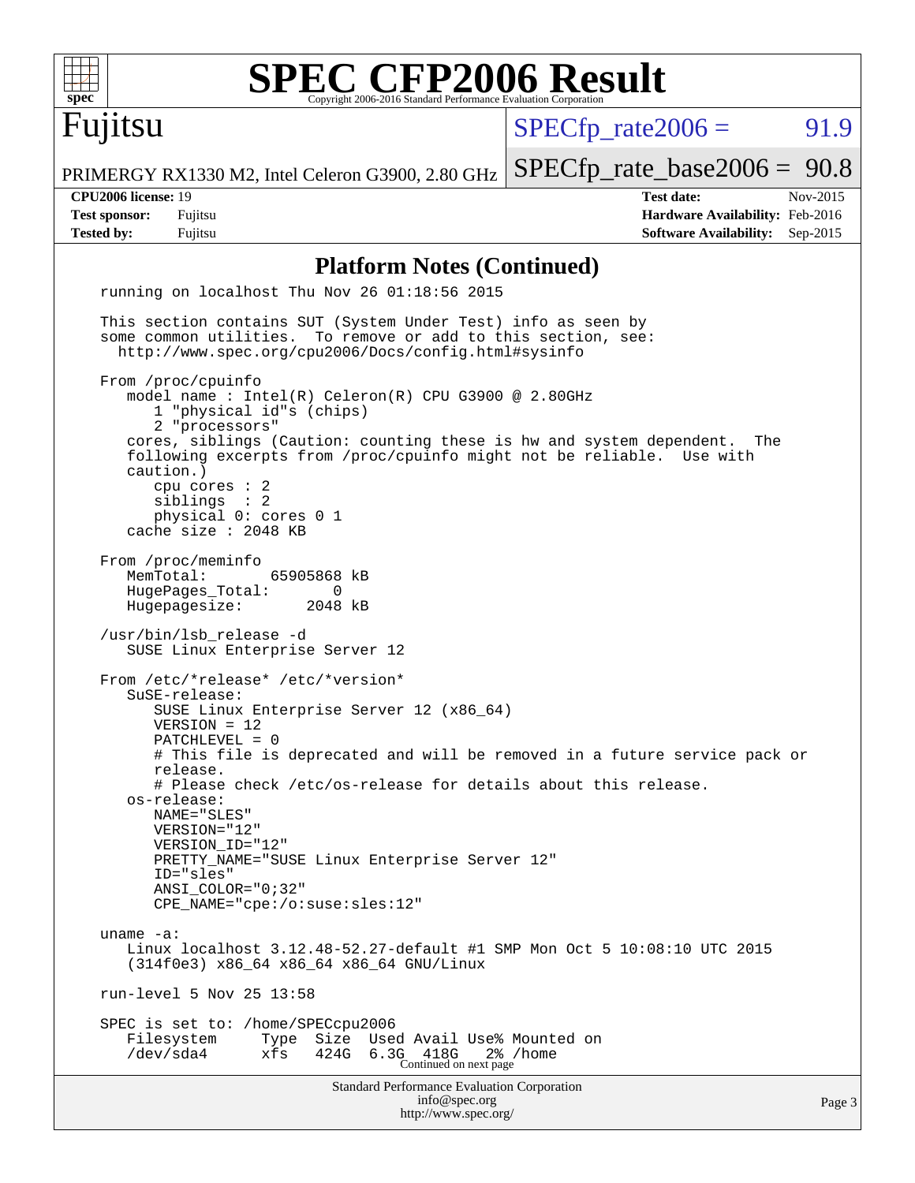## Platform Notes (Continued)

```
running on localhost Thu Nov 26 01:18:56 2015

This section contains SUT (System Under Test) info as seen by
some common utilities.  To remove or add to this section, see:
  http://www.spec.org/cpu2006/Docs/config.html#sysinfo

From /proc/cpuinfo
   model name : Intel(R) Celeron(R) CPU G3900 @ 2.80GHz
      1 "physical id"s (chips)
      2 "processors"
   cores, siblings (Caution: counting these is hw and system dependent.  The
   following excerpts from /proc/cpuinfo might not be reliable.  Use with
   caution.)
      cpu cores : 2
      siblings  : 2
      physical 0: cores 0 1
   cache size : 2048 KB

From /proc/meminfo
   MemTotal:       65905868 kB
   HugePages_Total:       0
   Hugepagesize:       2048 kB

/usr/bin/lsb_release -d
   SUSE Linux Enterprise Server 12

From /etc/*release* /etc/*version*
   SuSE-release:
      SUSE Linux Enterprise Server 12 (x86_64)
      VERSION = 12
      PATCHLEVEL = 0
      # This file is deprecated and will be removed in a future service pack or
      release.
      # Please check /etc/os-release for details about this release.
   os-release:
      NAME="SLES"
      VERSION="12"
      VERSION_ID="12"
      PRETTY_NAME="SUSE Linux Enterprise Server 12"
      ID="sles"
      ANSI_COLOR="0;32"
      CPE_NAME="cpe:/o:suse:sles:12"

uname -a:
   Linux localhost 3.12.48-52.27-default #1 SMP Mon Oct 5 10:08:10 UTC 2015
   (314f0e3) x86_64 x86_64 x86_64 GNU/Linux

run-level 5 Nov 25 13:58

SPEC is set to: /home/SPECcpu2006
   Filesystem     Type  Size  Used Avail Use% Mounted on
   /dev/sda4      xfs   424G  6.3G  418G   2% /home
```

Continued on next page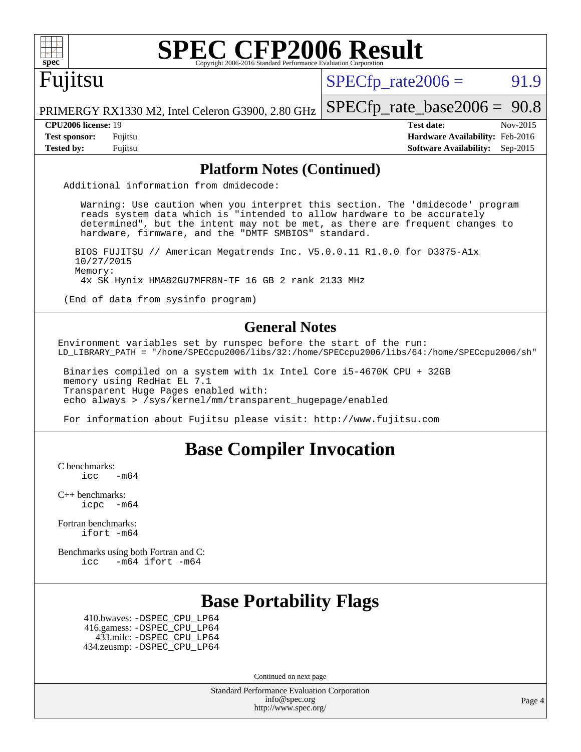# SPEC CFP2006 Result

Copyright 2006-2016 Standard Performance Evaluation Corporation

## Fujitsu

PRIMERGY RX1330 M2, Intel Celeron G3900, 2.80 GHz

SPECfp_rate2006 = 91.9

SPECfp_rate_base2006 = 90.8

**CPU2006 license:** 19
**Test sponsor:** Fujitsu
**Tested by:** Fujitsu

**Test date:** Nov-2015
**Hardware Availability:** Feb-2016
**Software Availability:** Sep-2015

## Platform Notes (Continued)

```
Additional information from dmidecode:

   Warning: Use caution when you interpret this section. The 'dmidecode' program
   reads system data which is "intended to allow hardware to be accurately
   determined", but the intent may not be met, as there are frequent changes to
   hardware, firmware, and the "DMTF SMBIOS" standard.

  BIOS FUJITSU // American Megatrends Inc. V5.0.0.11 R1.0.0 for D3375-A1x
  10/27/2015
  Memory:
   4x SK Hynix HMA82GU7MFR8N-TF 16 GB 2 rank 2133 MHz

(End of data from sysinfo program)
```

## General Notes

```
Environment variables set by runspec before the start of the run:
LD_LIBRARY_PATH = "/home/SPECcpu2006/libs/32:/home/SPECcpu2006/libs/64:/home/SPECcpu2006/sh"

 Binaries compiled on a system with 1x Intel Core i5-4670K CPU + 32GB
 memory using RedHat EL 7.1
 Transparent Huge Pages enabled with:
 echo always > /sys/kernel/mm/transparent_hugepage/enabled

 For information about Fujitsu please visit: http://www.fujitsu.com
```

## Base Compiler Invocation

C benchmarks:
    icc   -m64

C++ benchmarks:
    icpc   -m64

Fortran benchmarks:
    ifort -m64

Benchmarks using both Fortran and C:
    icc   -m64 ifort -m64

## Base Portability Flags

410.bwaves: -DSPEC_CPU_LP64
416.gamess: -DSPEC_CPU_LP64
433.milc: -DSPEC_CPU_LP64
434.zeusmp: -DSPEC_CPU_LP64

Continued on next page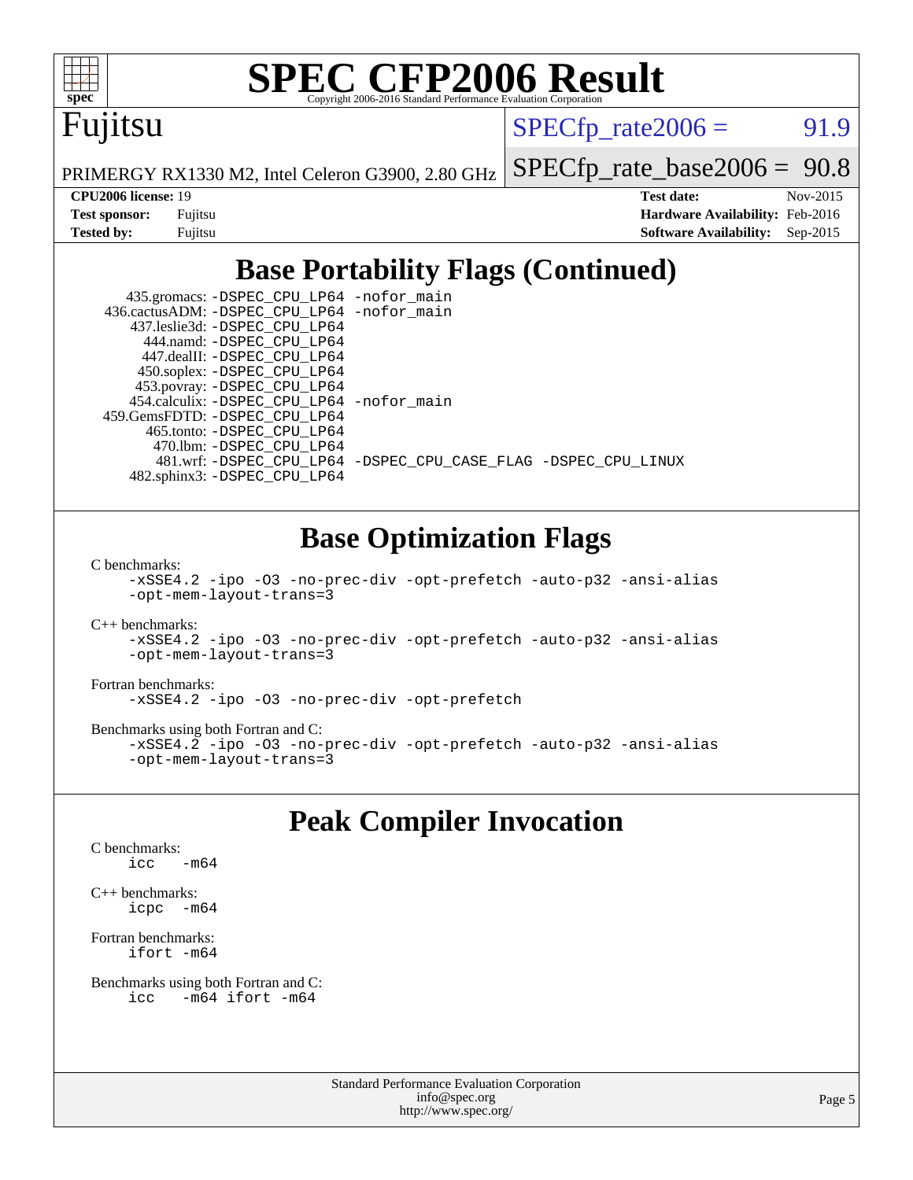# SPEC CFP2006 Result

Copyright 2006-2016 Standard Performance Evaluation Corporation

## Fujitsu

PRIMERGY RX1330 M2, Intel Celeron G3900, 2.80 GHz

SPECfp_rate2006 = 91.9

SPECfp_rate_base2006 = 90.8

| | | | |
|---|---|---|---|
| **CPU2006 license:** 19 | | **Test date:** | Nov-2015 |
| **Test sponsor:** | Fujitsu | **Hardware Availability:** | Feb-2016 |
| **Tested by:** | Fujitsu | **Software Availability:** | Sep-2015 |

## Base Portability Flags (Continued)

```
     435.gromacs: -DSPEC_CPU_LP64 -nofor_main
  436.cactusADM: -DSPEC_CPU_LP64 -nofor_main
    437.leslie3d: -DSPEC_CPU_LP64
       444.namd: -DSPEC_CPU_LP64
      447.dealII: -DSPEC_CPU_LP64
     450.soplex: -DSPEC_CPU_LP64
     453.povray: -DSPEC_CPU_LP64
    454.calculix: -DSPEC_CPU_LP64 -nofor_main
  459.GemsFDTD: -DSPEC_CPU_LP64
      465.tonto: -DSPEC_CPU_LP64
        470.lbm: -DSPEC_CPU_LP64
        481.wrf: -DSPEC_CPU_LP64 -DSPEC_CPU_CASE_FLAG -DSPEC_CPU_LINUX
     482.sphinx3: -DSPEC_CPU_LP64
```

## Base Optimization Flags

C benchmarks:

```
-xSSE4.2 -ipo -O3 -no-prec-div -opt-prefetch -auto-p32 -ansi-alias
-opt-mem-layout-trans=3
```

C++ benchmarks:

```
-xSSE4.2 -ipo -O3 -no-prec-div -opt-prefetch -auto-p32 -ansi-alias
-opt-mem-layout-trans=3
```

Fortran benchmarks:

```
-xSSE4.2 -ipo -O3 -no-prec-div -opt-prefetch
```

Benchmarks using both Fortran and C:

```
-xSSE4.2 -ipo -O3 -no-prec-div -opt-prefetch -auto-p32 -ansi-alias
-opt-mem-layout-trans=3
```

## Peak Compiler Invocation

C benchmarks:

```
icc   -m64
```

C++ benchmarks:

```
icpc  -m64
```

Fortran benchmarks:

```
ifort -m64
```

Benchmarks using both Fortran and C:

```
icc   -m64 ifort -m64
```

Standard Performance Evaluation Corporation
info@spec.org
http://www.spec.org/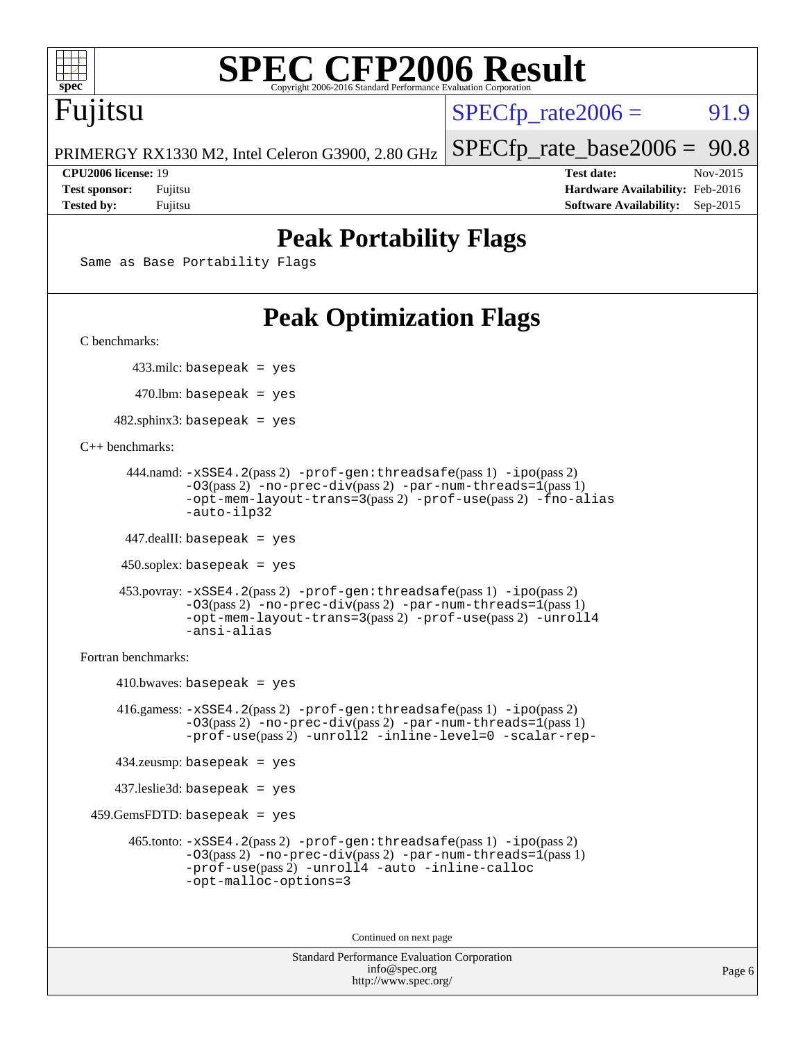# SPEC CFP2006 Result

Copyright 2006-2016 Standard Performance Evaluation Corporation

**Fujitsu**

PRIMERGY RX1330 M2, Intel Celeron G3900, 2.80 GHz

SPECfp_rate2006 = 91.9

SPECfp_rate_base2006 = 90.8

| | | | |
|---|---|---|---|
| **CPU2006 license:** 19 | | **Test date:** | Nov-2015 |
| **Test sponsor:** | Fujitsu | **Hardware Availability:** | Feb-2016 |
| **Tested by:** | Fujitsu | **Software Availability:** | Sep-2015 |

## Peak Portability Flags

Same as Base Portability Flags

## Peak Optimization Flags

C benchmarks:

433.milc: basepeak = yes

470.lbm: basepeak = yes

482.sphinx3: basepeak = yes

C++ benchmarks:

444.namd: -xSSE4.2(pass 2) -prof-gen:threadsafe(pass 1) -ipo(pass 2) -O3(pass 2) -no-prec-div(pass 2) -par-num-threads=1(pass 1) -opt-mem-layout-trans=3(pass 2) -prof-use(pass 2) -fno-alias -auto-ilp32

447.dealII: basepeak = yes

450.soplex: basepeak = yes

453.povray: -xSSE4.2(pass 2) -prof-gen:threadsafe(pass 1) -ipo(pass 2) -O3(pass 2) -no-prec-div(pass 2) -par-num-threads=1(pass 1) -opt-mem-layout-trans=3(pass 2) -prof-use(pass 2) -unroll4 -ansi-alias

Fortran benchmarks:

410.bwaves: basepeak = yes

416.gamess: -xSSE4.2(pass 2) -prof-gen:threadsafe(pass 1) -ipo(pass 2) -O3(pass 2) -no-prec-div(pass 2) -par-num-threads=1(pass 1) -prof-use(pass 2) -unroll2 -inline-level=0 -scalar-rep-

434.zeusmp: basepeak = yes

437.leslie3d: basepeak = yes

459.GemsFDTD: basepeak = yes

465.tonto: -xSSE4.2(pass 2) -prof-gen:threadsafe(pass 1) -ipo(pass 2) -O3(pass 2) -no-prec-div(pass 2) -par-num-threads=1(pass 1) -prof-use(pass 2) -unroll4 -auto -inline-calloc -opt-malloc-options=3

Continued on next page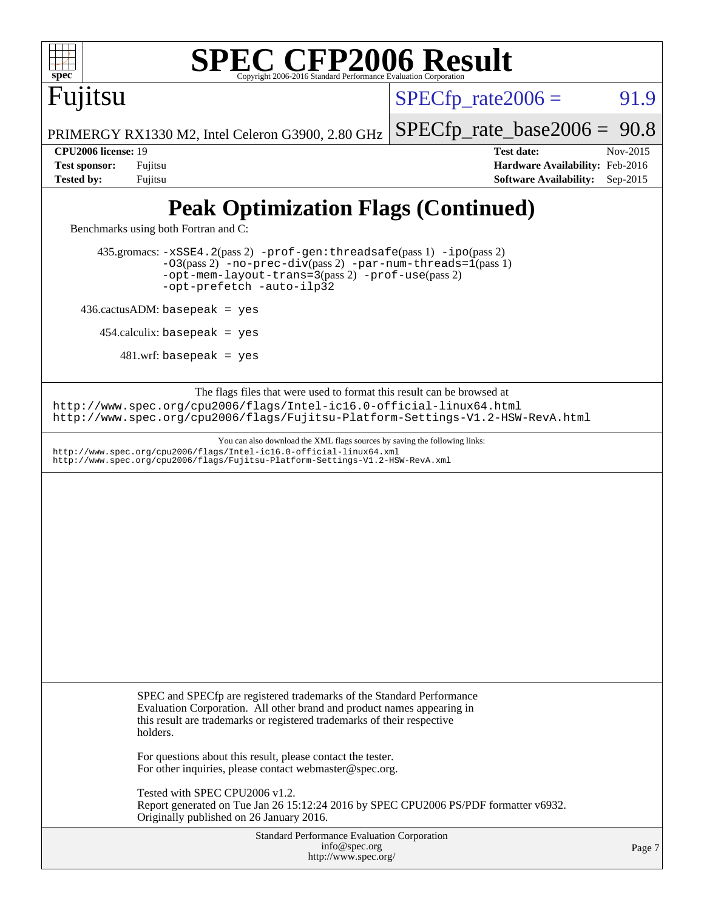# SPEC CFP2006 Result

Copyright 2006-2016 Standard Performance Evaluation Corporation

Fujitsu

PRIMERGY RX1330 M2, Intel Celeron G3900, 2.80 GHz

SPECfp_rate2006 = 91.9

SPECfp_rate_base2006 = 90.8

**CPU2006 license:** 19
**Test sponsor:** Fujitsu
**Tested by:** Fujitsu

**Test date:** Nov-2015
**Hardware Availability:** Feb-2016
**Software Availability:** Sep-2015

## Peak Optimization Flags (Continued)

Benchmarks using both Fortran and C:

435.gromacs: `-xSSE4.2`(pass 2) `-prof-gen:threadsafe`(pass 1) `-ipo`(pass 2) `-O3`(pass 2) `-no-prec-div`(pass 2) `-par-num-threads=1`(pass 1) `-opt-mem-layout-trans=3`(pass 2) `-prof-use`(pass 2) `-opt-prefetch -auto-ilp32`

436.cactusADM: `basepeak = yes`

454.calculix: `basepeak = yes`

481.wrf: `basepeak = yes`

The flags files that were used to format this result can be browsed at
http://www.spec.org/cpu2006/flags/Intel-ic16.0-official-linux64.html
http://www.spec.org/cpu2006/flags/Fujitsu-Platform-Settings-V1.2-HSW-RevA.html

You can also download the XML flags sources by saving the following links:
http://www.spec.org/cpu2006/flags/Intel-ic16.0-official-linux64.xml
http://www.spec.org/cpu2006/flags/Fujitsu-Platform-Settings-V1.2-HSW-RevA.xml

SPEC and SPECfp are registered trademarks of the Standard Performance Evaluation Corporation. All other brand and product names appearing in this result are trademarks or registered trademarks of their respective holders.

For questions about this result, please contact the tester.
For other inquiries, please contact webmaster@spec.org.

Tested with SPEC CPU2006 v1.2.
Report generated on Tue Jan 26 15:12:24 2016 by SPEC CPU2006 PS/PDF formatter v6932.
Originally published on 26 January 2016.

Standard Performance Evaluation Corporation
info@spec.org
http://www.spec.org/